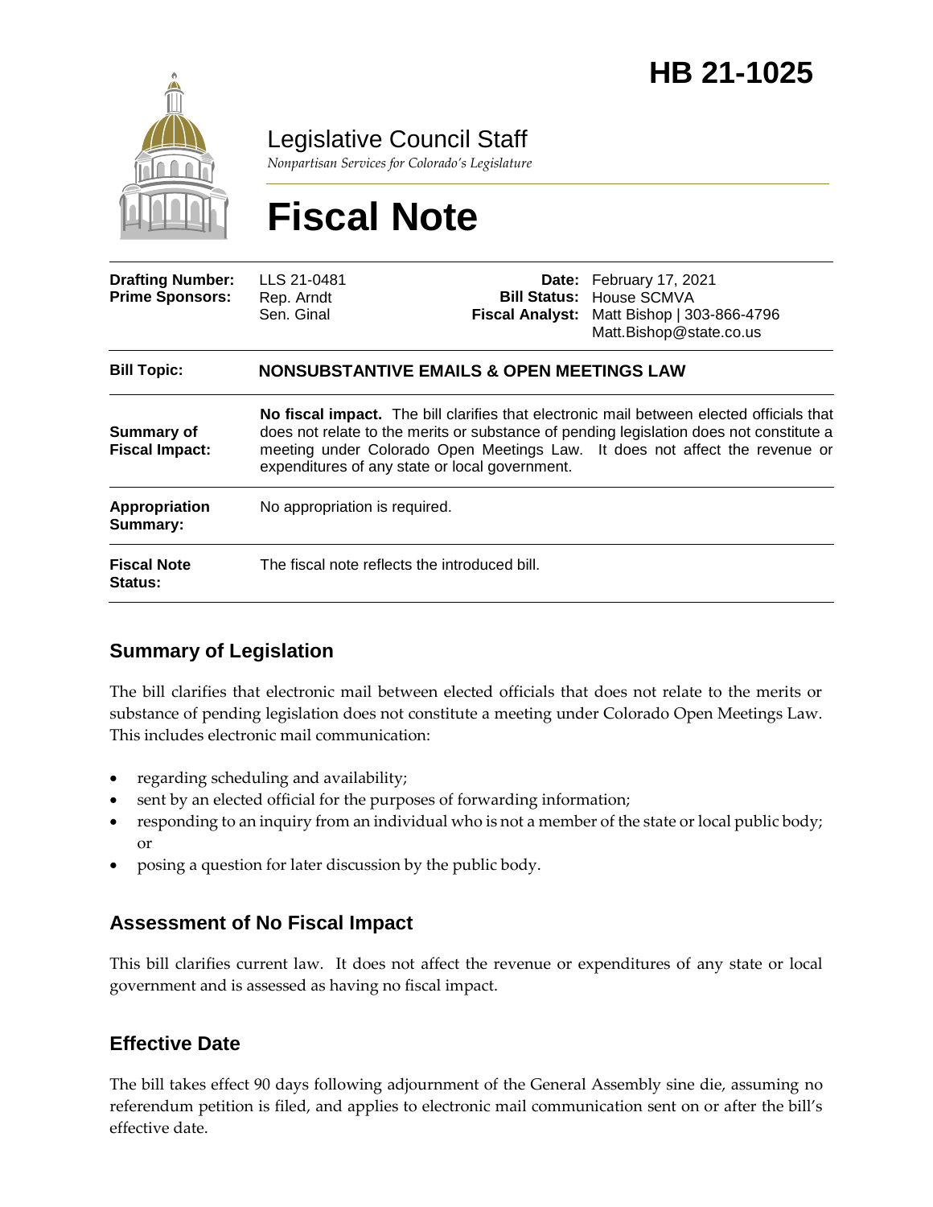# HB 21-1025

Legislative Council Staff

*Nonpartisan Services for Colorado's Legislature*

# Fiscal Note

| | | | |
|---|---|---|---|
| **Drafting Number:** | LLS 21-0481 | **Date:** | February 17, 2021 |
| **Prime Sponsors:** | Rep. Arndt<br>Sen. Ginal | **Bill Status:** | House SCMVA |
| | | **Fiscal Analyst:** | Matt Bishop \| 303-866-4796<br>Matt.Bishop@state.co.us |

| | |
|---|---|
| **Bill Topic:** | **NONSUBSTANTIVE EMAILS & OPEN MEETINGS LAW** |
| **Summary of Fiscal Impact:** | **No fiscal impact.** The bill clarifies that electronic mail between elected officials that does not relate to the merits or substance of pending legislation does not constitute a meeting under Colorado Open Meetings Law. It does not affect the revenue or expenditures of any state or local government. |
| **Appropriation Summary:** | No appropriation is required. |
| **Fiscal Note Status:** | The fiscal note reflects the introduced bill. |

## Summary of Legislation

The bill clarifies that electronic mail between elected officials that does not relate to the merits or substance of pending legislation does not constitute a meeting under Colorado Open Meetings Law. This includes electronic mail communication:

- regarding scheduling and availability;
- sent by an elected official for the purposes of forwarding information;
- responding to an inquiry from an individual who is not a member of the state or local public body; or
- posing a question for later discussion by the public body.

## Assessment of No Fiscal Impact

This bill clarifies current law. It does not affect the revenue or expenditures of any state or local government and is assessed as having no fiscal impact.

## Effective Date

The bill takes effect 90 days following adjournment of the General Assembly sine die, assuming no referendum petition is filed, and applies to electronic mail communication sent on or after the bill's effective date.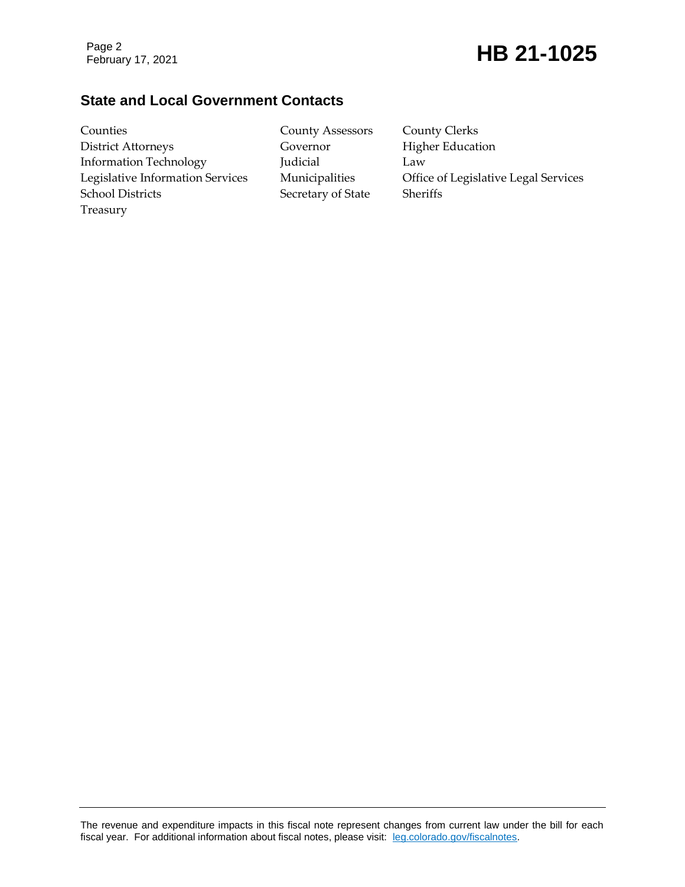## State and Local Government Contacts

| | | |
|---|---|---|
| Counties | County Assessors | County Clerks |
| District Attorneys | Governor | Higher Education |
| Information Technology | Judicial | Law |
| Legislative Information Services | Municipalities | Office of Legislative Legal Services |
| School Districts | Secretary of State | Sheriffs |
| Treasury | | |

The revenue and expenditure impacts in this fiscal note represent changes from current law under the bill for each fiscal year. For additional information about fiscal notes, please visit: leg.colorado.gov/fiscalnotes.